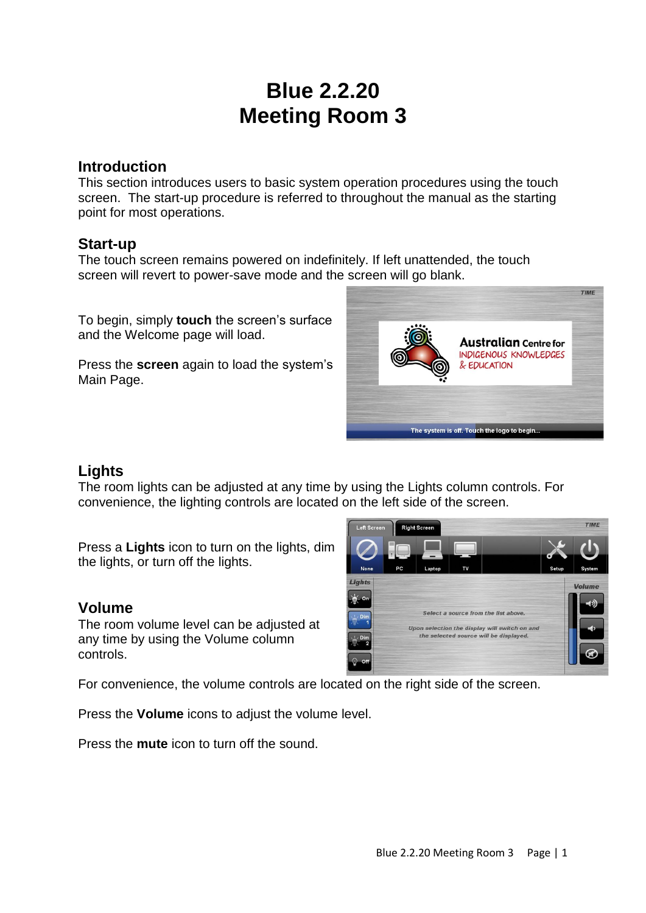# Blue 2.2.20
# Meeting Room 3

## Introduction

This section introduces users to basic system operation procedures using the touch screen. The start-up procedure is referred to throughout the manual as the starting point for most operations.

## Start-up

The touch screen remains powered on indefinitely. If left unattended, the touch screen will revert to power-save mode and the screen will go blank.

To begin, simply **touch** the screen's surface and the Welcome page will load.

Press the **screen** again to load the system's Main Page.

## Lights

The room lights can be adjusted at any time by using the Lights column controls. For convenience, the lighting controls are located on the left side of the screen.

Press a **Lights** icon to turn on the lights, dim the lights, or turn off the lights.

## Volume

The room volume level can be adjusted at any time by using the Volume column controls.

For convenience, the volume controls are located on the right side of the screen.

Press the **Volume** icons to adjust the volume level.

Press the **mute** icon to turn off the sound.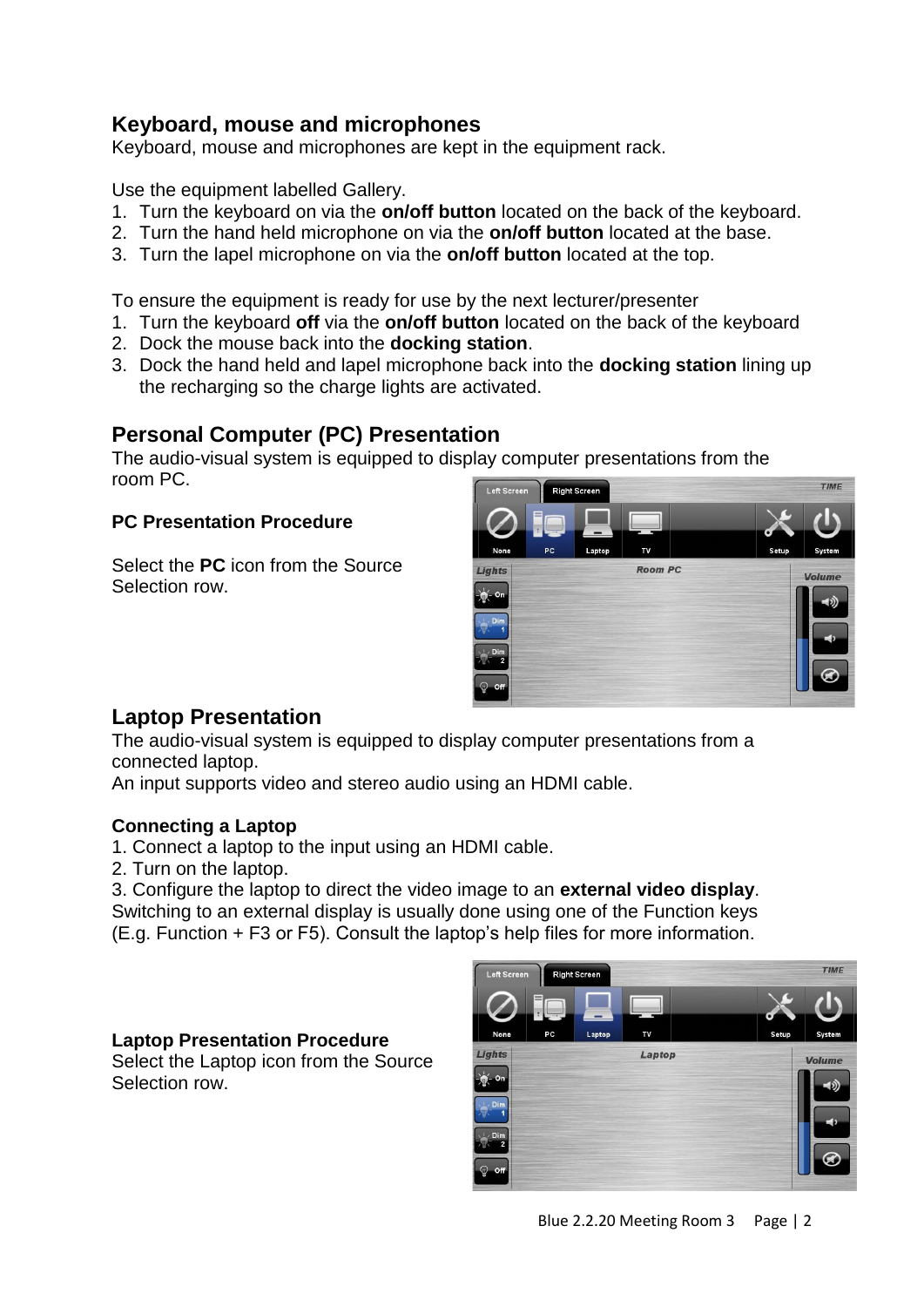## Keyboard, mouse and microphones

Keyboard, mouse and microphones are kept in the equipment rack.

Use the equipment labelled Gallery.

1. Turn the keyboard on via the **on/off button** located on the back of the keyboard.
2. Turn the hand held microphone on via the **on/off button** located at the base.
3. Turn the lapel microphone on via the **on/off button** located at the top.

To ensure the equipment is ready for use by the next lecturer/presenter

1. Turn the keyboard **off** via the **on/off button** located on the back of the keyboard
2. Dock the mouse back into the **docking station**.
3. Dock the hand held and lapel microphone back into the **docking station** lining up the recharging so the charge lights are activated.

## Personal Computer (PC) Presentation

The audio-visual system is equipped to display computer presentations from the room PC.

**PC Presentation Procedure**

Select the **PC** icon from the Source Selection row.

## Laptop Presentation

The audio-visual system is equipped to display computer presentations from a connected laptop.
An input supports video and stereo audio using an HDMI cable.

**Connecting a Laptop**

1. Connect a laptop to the input using an HDMI cable.
2. Turn on the laptop.
3. Configure the laptop to direct the video image to an **external video display**.

Switching to an external display is usually done using one of the Function keys (E.g. Function + F3 or F5). Consult the laptop's help files for more information.

**Laptop Presentation Procedure**

Select the Laptop icon from the Source Selection row.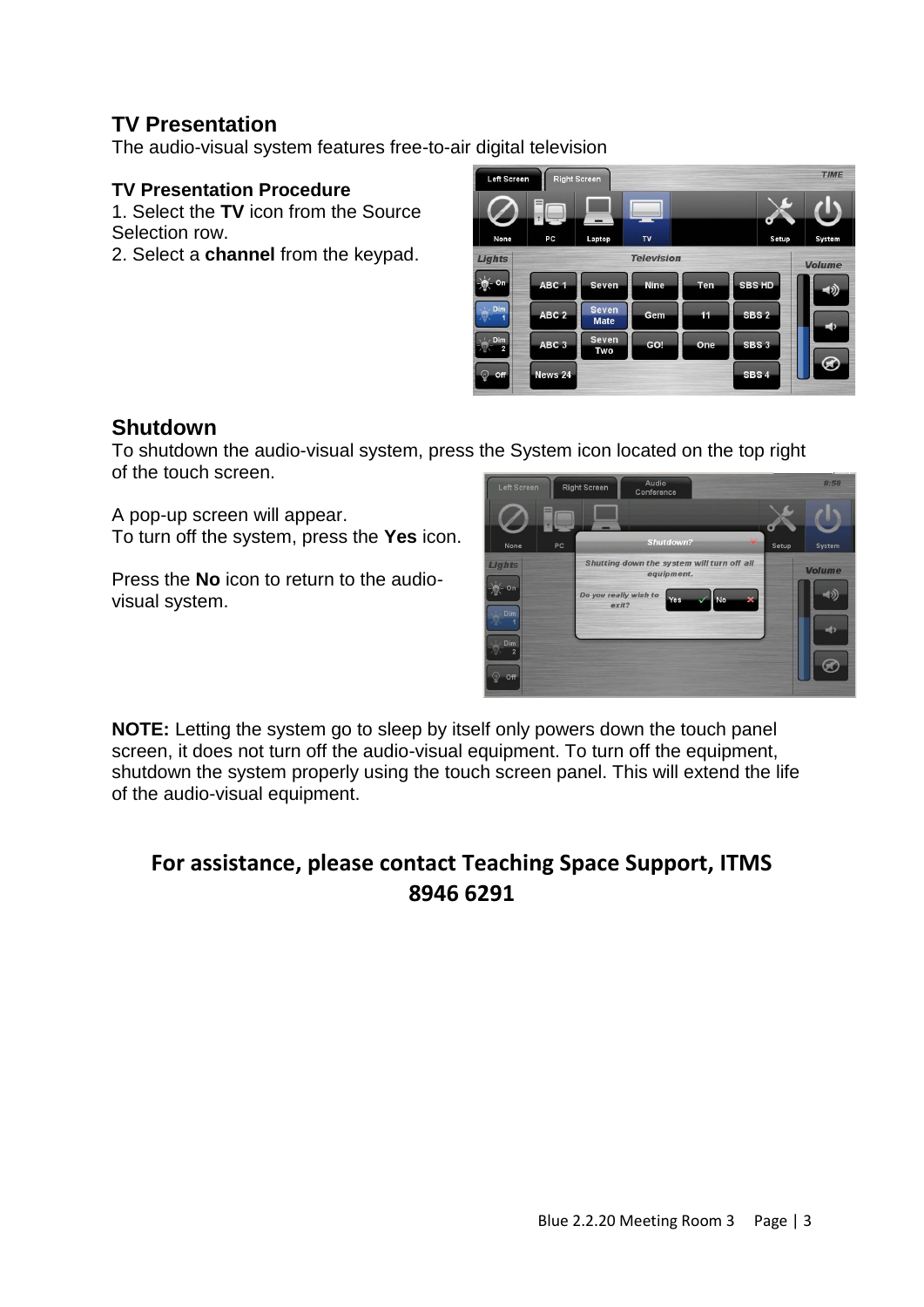## TV Presentation

The audio-visual system features free-to-air digital television

**TV Presentation Procedure**

1. Select the **TV** icon from the Source Selection row.
2. Select a **channel** from the keypad.

## Shutdown

To shutdown the audio-visual system, press the System icon located on the top right of the touch screen.

A pop-up screen will appear.
To turn off the system, press the **Yes** icon.

Press the **No** icon to return to the audio-visual system.

**NOTE:** Letting the system go to sleep by itself only powers down the touch panel screen, it does not turn off the audio-visual equipment. To turn off the equipment, shutdown the system properly using the touch screen panel. This will extend the life of the audio-visual equipment.

**For assistance, please contact Teaching Space Support, ITMS**
**8946 6291**